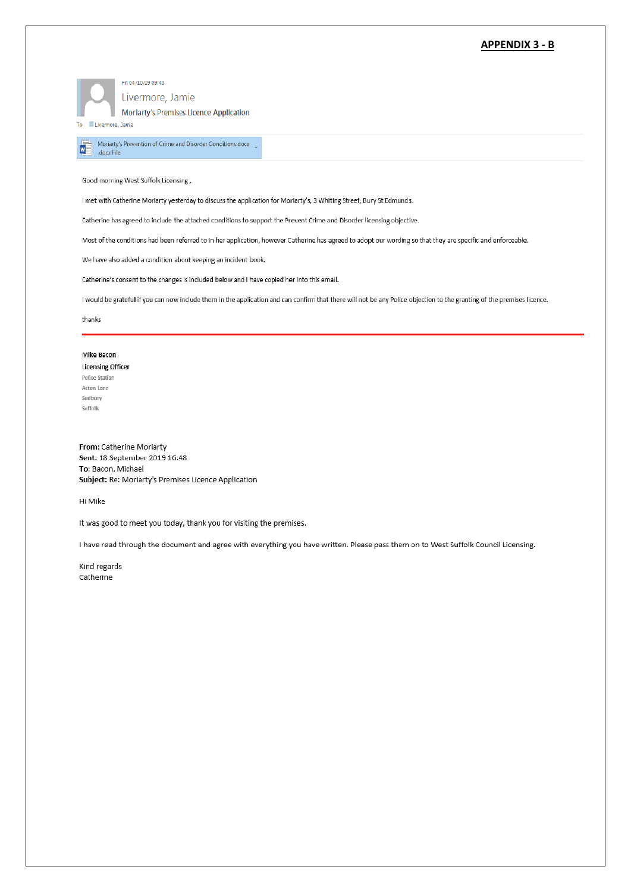**APPENDIX 3 - B**

Fri 04/10/19 09:40

Livermore, Jamie

Moriarty's Premises Licence Application

To Livermore, Jamie

Moriarty's Prevention of Crime and Disorder Conditions.docx
.docx File

Good morning West Suffolk Licensing ,

I met with Catherine Moriarty yesterday to discuss the application for Moriarty's, 3 Whiting Street, Bury St Edmunds.

Catherine has agreed to include the attached conditions to support the Prevent Crime and Disorder licensing objective.

Most of the conditions had been referred to in her application, however Catherine has agreed to adopt our wording so that they are specific and enforceable.

We have also added a condition about keeping an incident book.

Catherine's consent to the changes is included below and I have copied her into this email.

I would be grateful if you can now include them in the application and can confirm that there will not be any Police objection to the granting of the premises licence.

thanks

---

**Mike Bacon**
**Licensing Officer**
Police Station
Acton Lane
Sudbury
Suffolk

**From:** Catherine Moriarty
**Sent:** 18 September 2019 16:48
**To:** Bacon, Michael
**Subject:** Re: Moriarty's Premises Licence Application

Hi Mike

It was good to meet you today, thank you for visiting the premises.

I have read through the document and agree with everything you have written. Please pass them on to West Suffolk Council Licensing.

Kind regards
Catherine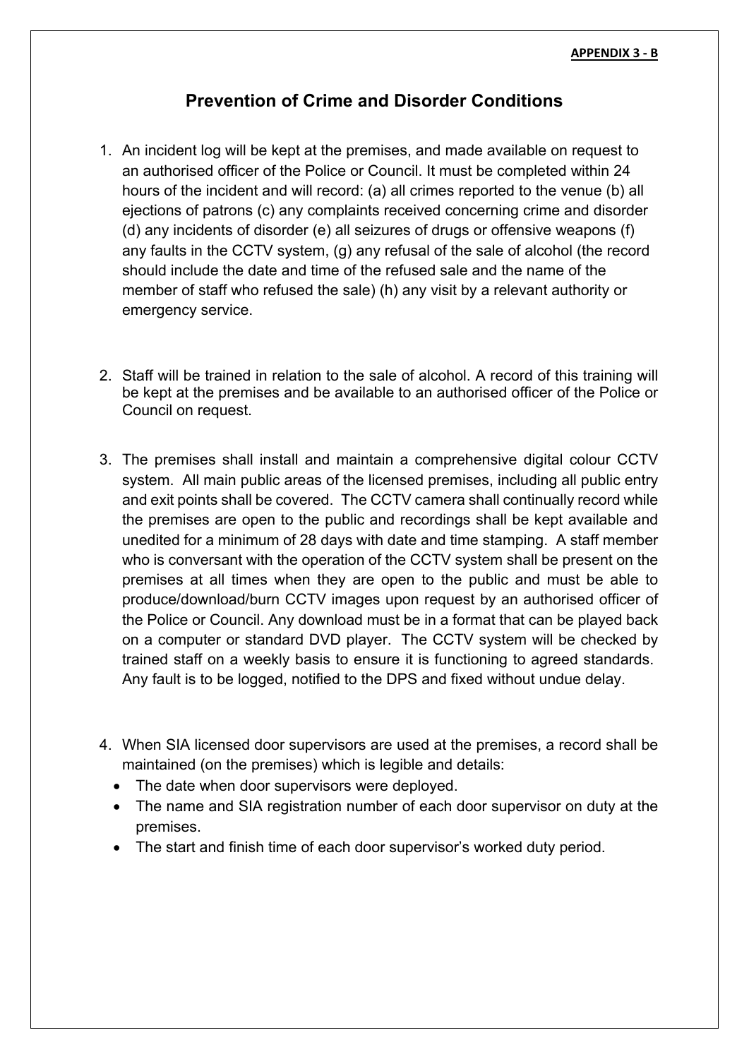**APPENDIX 3 - B**

## Prevention of Crime and Disorder Conditions

1. An incident log will be kept at the premises, and made available on request to an authorised officer of the Police or Council. It must be completed within 24 hours of the incident and will record: (a) all crimes reported to the venue (b) all ejections of patrons (c) any complaints received concerning crime and disorder (d) any incidents of disorder (e) all seizures of drugs or offensive weapons (f) any faults in the CCTV system, (g) any refusal of the sale of alcohol (the record should include the date and time of the refused sale and the name of the member of staff who refused the sale) (h) any visit by a relevant authority or emergency service.

2. Staff will be trained in relation to the sale of alcohol. A record of this training will be kept at the premises and be available to an authorised officer of the Police or Council on request.

3. The premises shall install and maintain a comprehensive digital colour CCTV system. All main public areas of the licensed premises, including all public entry and exit points shall be covered. The CCTV camera shall continually record while the premises are open to the public and recordings shall be kept available and unedited for a minimum of 28 days with date and time stamping. A staff member who is conversant with the operation of the CCTV system shall be present on the premises at all times when they are open to the public and must be able to produce/download/burn CCTV images upon request by an authorised officer of the Police or Council. Any download must be in a format that can be played back on a computer or standard DVD player. The CCTV system will be checked by trained staff on a weekly basis to ensure it is functioning to agreed standards. Any fault is to be logged, notified to the DPS and fixed without undue delay.

4. When SIA licensed door supervisors are used at the premises, a record shall be maintained (on the premises) which is legible and details:
   - The date when door supervisors were deployed.
   - The name and SIA registration number of each door supervisor on duty at the premises.
   - The start and finish time of each door supervisor's worked duty period.